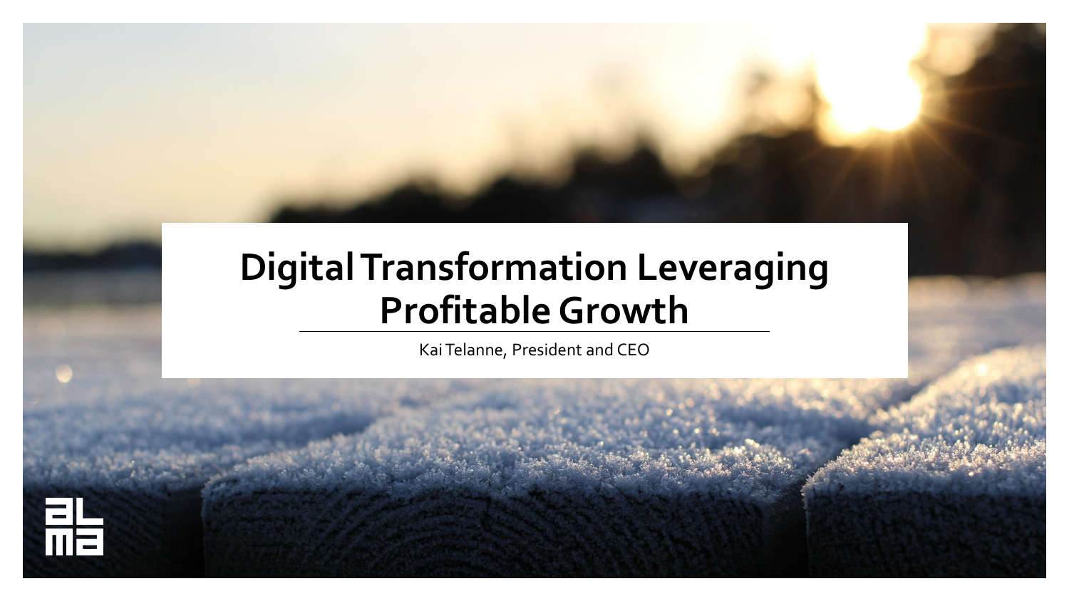# Digital Transformation Leveraging Profitable Growth

Kai Telanne, President and CEO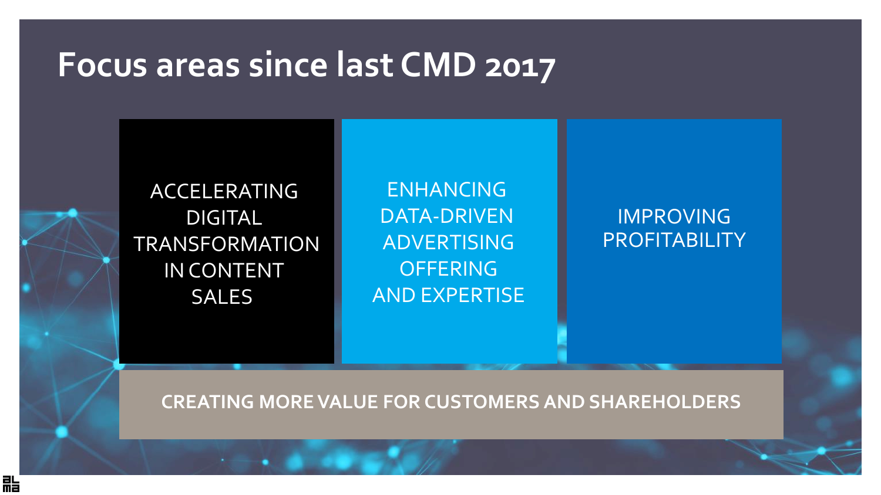# Focus areas since last CMD 2017

- ACCELERATING DIGITAL TRANSFORMATION IN CONTENT SALES
- ENHANCING DATA-DRIVEN ADVERTISING OFFERING AND EXPERTISE
- IMPROVING PROFITABILITY

**CREATING MORE VALUE FOR CUSTOMERS AND SHAREHOLDERS**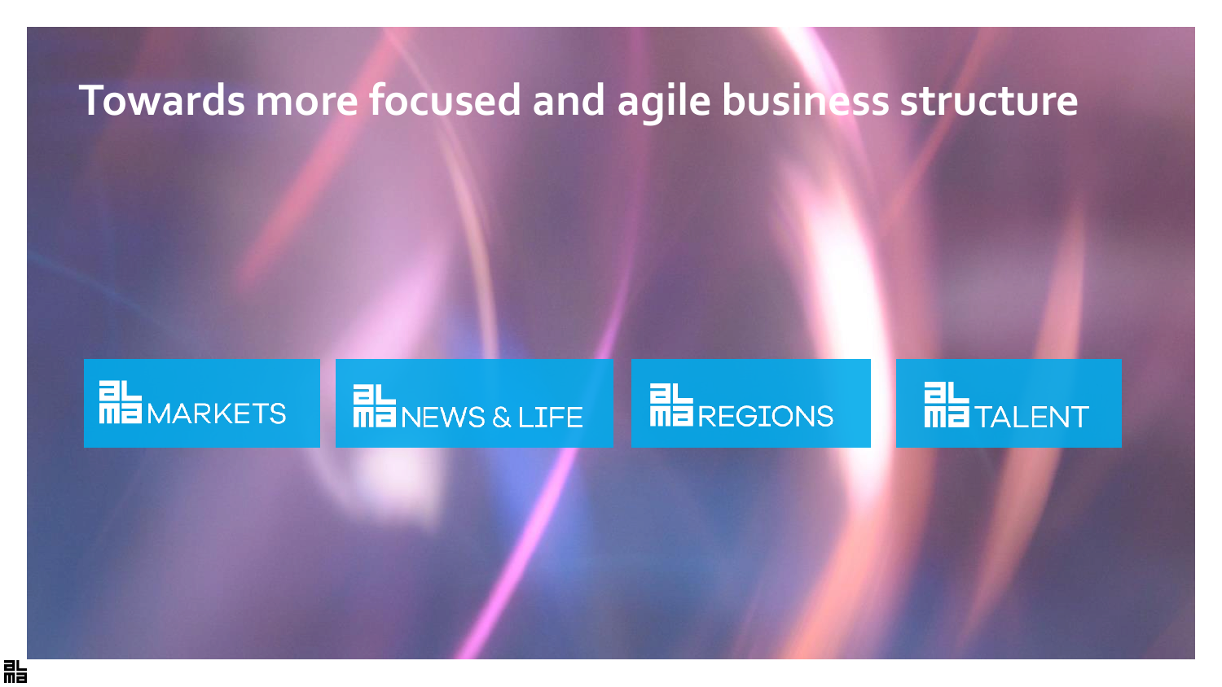# Towards more focused and agile business structure

- alma MARKETS
- alma NEWS & LIFE
- alma REGIONS
- alma TALENT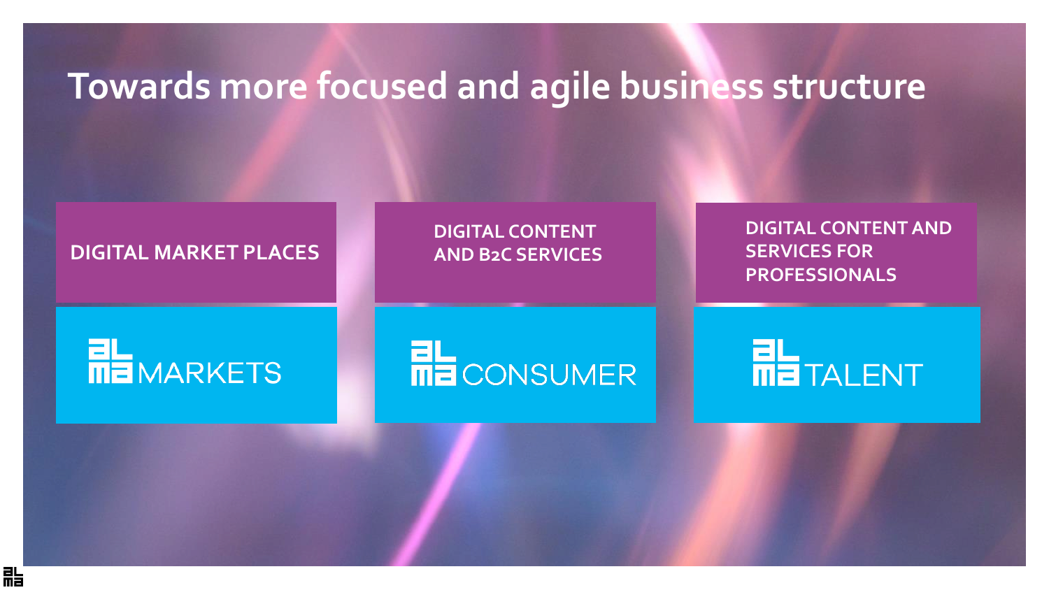# Towards more focused and agile business structure

| DIGITAL MARKET PLACES | DIGITAL CONTENT AND B2C SERVICES | DIGITAL CONTENT AND SERVICES FOR PROFESSIONALS |
|---|---|---|
| ALMA MARKETS | ALMA CONSUMER | ALMA TALENT |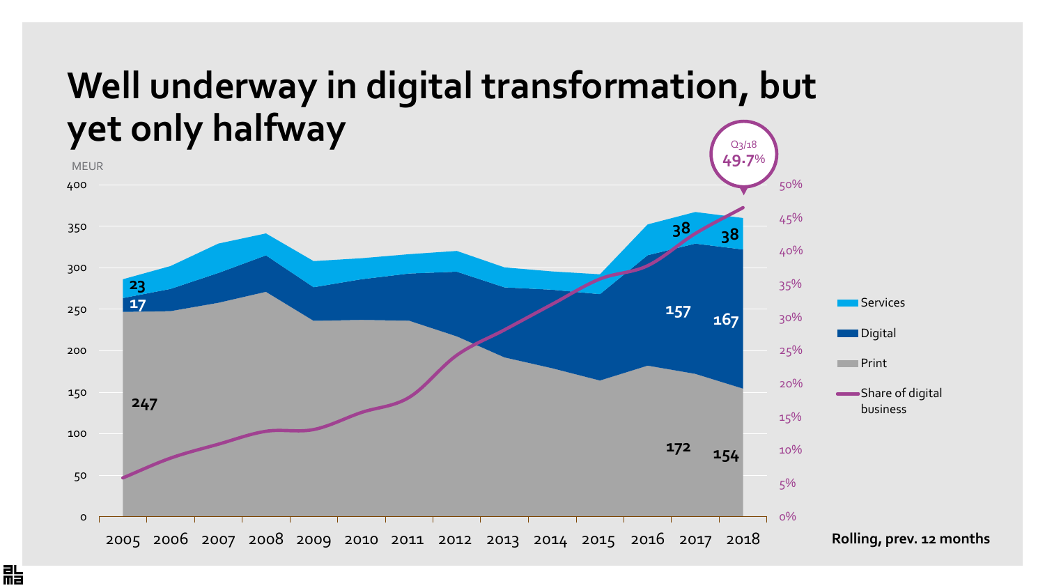# Well underway in digital transformation, but yet only halfway

MEUR

| | 2005 | 2017 | 2018 |
|---|---|---|---|
| Services | 23 | 38 | 38 |
| Digital | 17 | 157 | 167 |
| Print | 247 | 172 | 154 |

Share of digital business: Q3/18 49.7%

Legend: Services, Digital, Print, Share of digital business

Rolling, prev. 12 months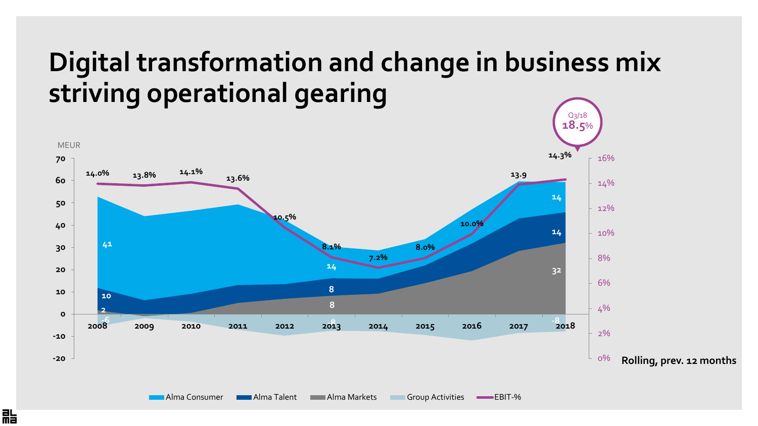# Digital transformation and change in business mix striving operational gearing

MEUR

Q3/18 **18.5%**

| Year | 2008 | 2009 | 2010 | 2011 | 2012 | 2013 | 2014 | 2015 | 2016 | 2017 | 2018 |
|---|---|---|---|---|---|---|---|---|---|---|---|
| EBIT-% | 14.0% | 13.8% | 14.1% | 13.6% | 10.5% | 8.1% | 7.2% | 8.0% | 10.0% | 13.9 | 14.3% |
| Alma Consumer | 41 | | | | | 14 | | | | | 14 |
| Alma Talent | 10 | | | | | 8 | | | | | 14 |
| Alma Markets | 2 | | | | | 8 | | | | | 32 |
| Group Activities | -6 | | | | | -8 | | | | | -8 |

Rolling, prev. 12 months

Alma Consumer | Alma Talent | Alma Markets | Group Activities | EBIT-%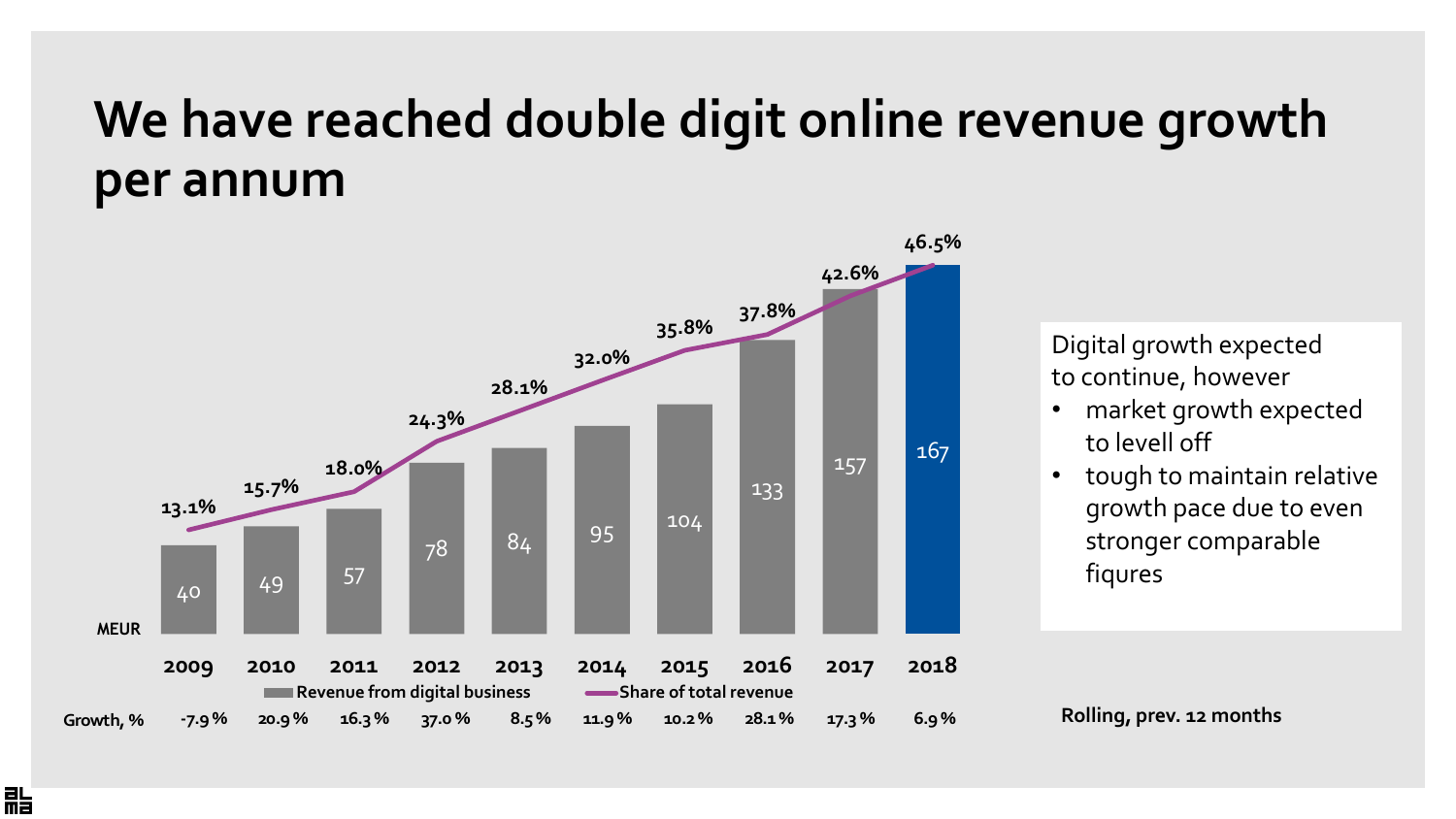# We have reached double digit online revenue growth per annum

| MEUR | 2009 | 2010 | 2011 | 2012 | 2013 | 2014 | 2015 | 2016 | 2017 | 2018 |
|---|---|---|---|---|---|---|---|---|---|---|
| Revenue from digital business | 40 | 49 | 57 | 78 | 84 | 95 | 104 | 133 | 157 | 167 |
| Share of total revenue | 13.1% | 15.7% | 18.0% | 24.3% | 28.1% | 32.0% | 35.8% | 37.8% | 42.6% | 46.5% |
| Growth, % | -7.9 % | 20.9 % | 16.3 % | 37.0 % | 8.5 % | 11.9 % | 10.2 % | 28.1 % | 17.3 % | 6.9 % |

Digital growth expected to continue, however

- market growth expected to levell off
- tough to maintain relative growth pace due to even stronger comparable fiqures

**Rolling, prev. 12 months**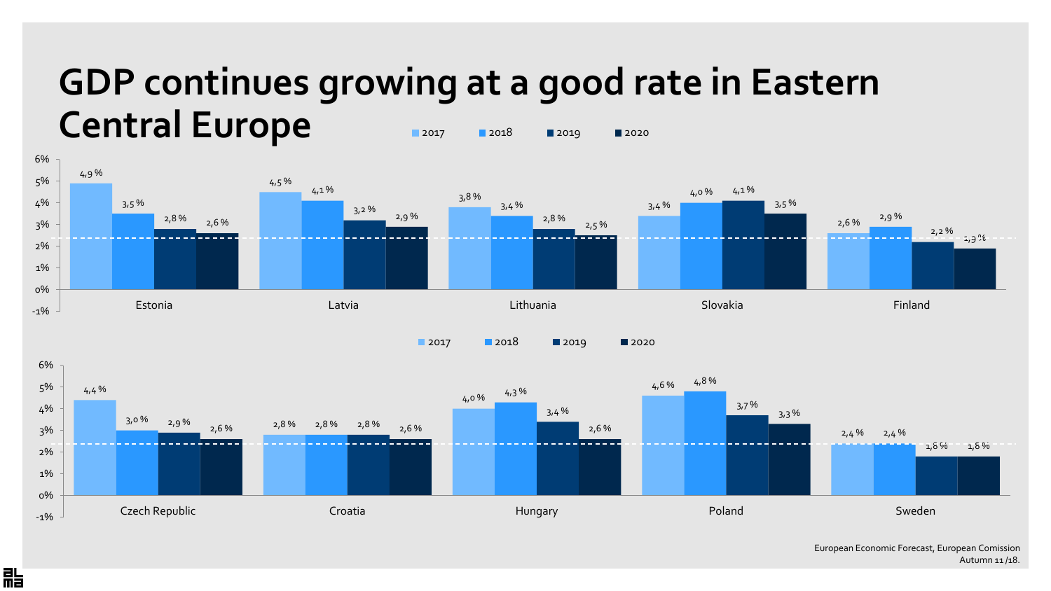# GDP continues growing at a good rate in Eastern Central Europe

| Country | 2017 | 2018 | 2019 | 2020 |
|---|---|---|---|---|
| Estonia | 4,9 % | 3,5 % | 2,8 % | 2,6 % |
| Latvia | 4,5 % | 4,1 % | 3,2 % | 2,9 % |
| Lithuania | 3,8 % | 3,4 % | 2,8 % | 2,5 % |
| Slovakia | 3,4 % | 4,0 % | 4,1 % | 3,5 % |
| Finland | 2,6 % | 2,9 % | 2,2 % | 1,9 % |

| Country | 2017 | 2018 | 2019 | 2020 |
|---|---|---|---|---|
| Czech Republic | 4,4 % | 3,0 % | 2,9 % | 2,6 % |
| Croatia | 2,8 % | 2,8 % | 2,8 % | 2,6 % |
| Hungary | 4,0 % | 4,3 % | 3,4 % | 2,6 % |
| Poland | 4,6 % | 4,8 % | 3,7 % | 3,3 % |
| Sweden | 2,4 % | 2,4 % | 1,8 % | 1,8 % |

European Economic Forecast, European Comission
Autumn 11/18.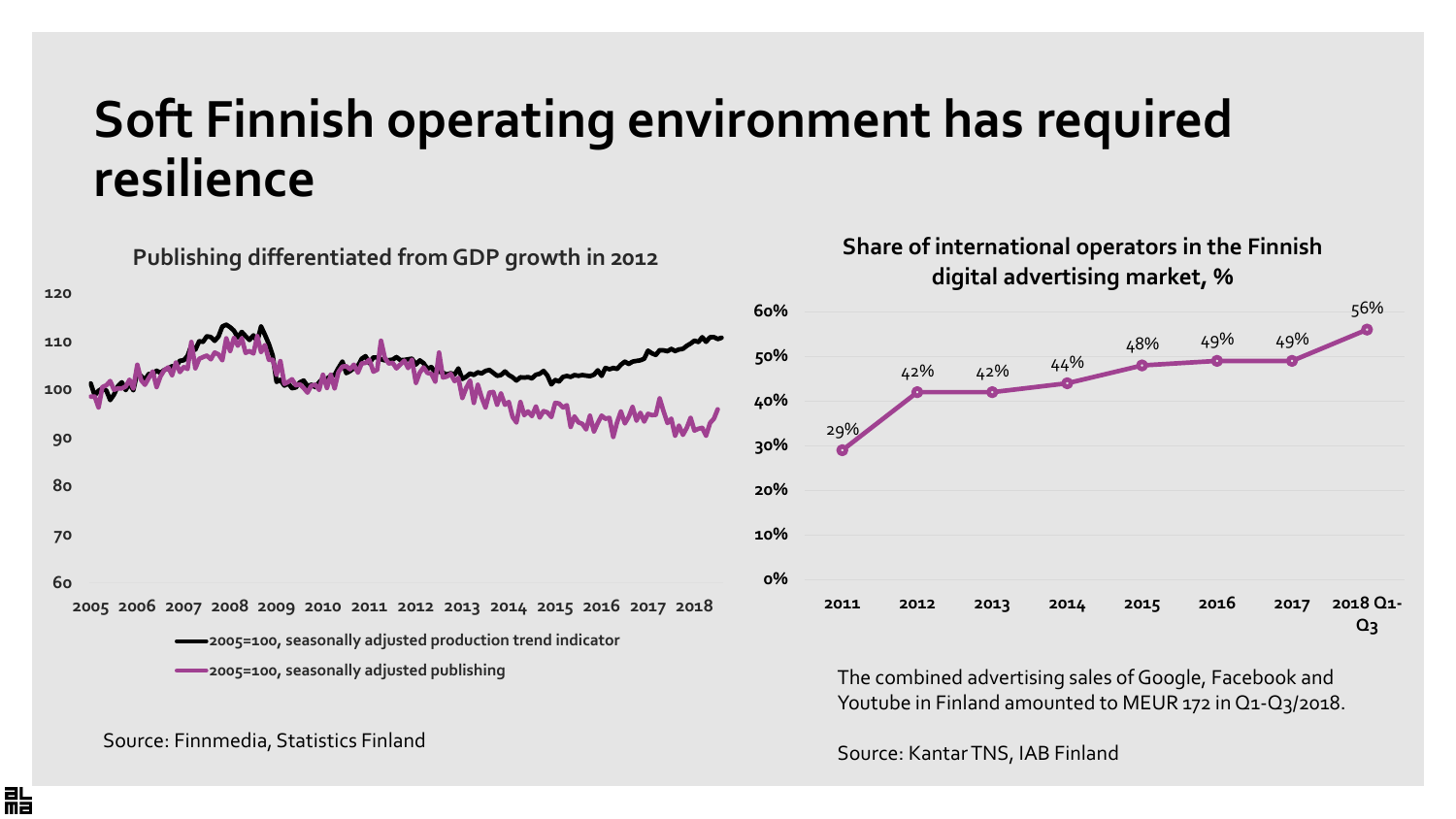# Soft Finnish operating environment has required resilience

**Publishing differentiated from GDP growth in 2012**

- 2005=100, seasonally adjusted production trend indicator
- 2005=100, seasonally adjusted publishing

Source: Finnmedia, Statistics Finland

**Share of international operators in the Finnish digital advertising market, %**

| Year | Share |
|---|---|
| 2011 | 29% |
| 2012 | 42% |
| 2013 | 42% |
| 2014 | 44% |
| 2015 | 48% |
| 2016 | 49% |
| 2017 | 49% |
| 2018 Q1-Q3 | 56% |

The combined advertising sales of Google, Facebook and Youtube in Finland amounted to MEUR 172 in Q1-Q3/2018.

Source: Kantar TNS, IAB Finland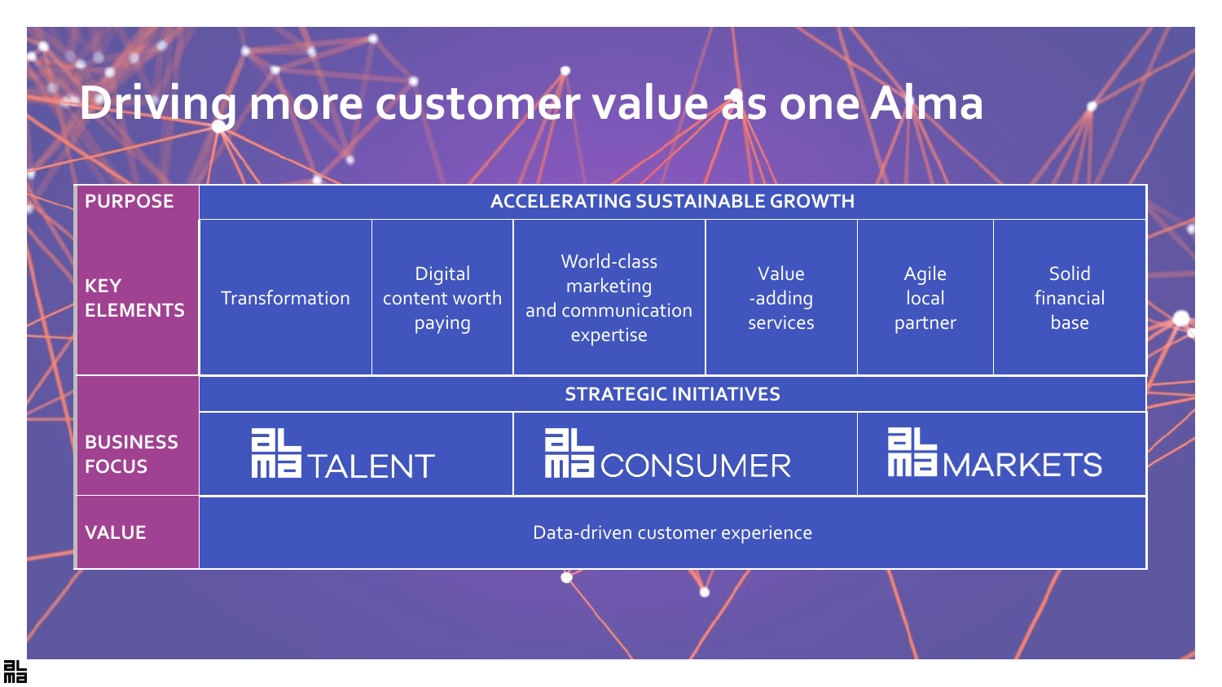# Driving more customer value as one Alma

| | | | | | | |
|---|---|---|---|---|---|---|
| **PURPOSE** | **ACCELERATING SUSTAINABLE GROWTH** | | | | | |
| **KEY ELEMENTS** | Transformation | Digital content worth paying | World-class marketing and communication expertise | Value -adding services | Agile local partner | Solid financial base |
| **BUSINESS FOCUS** | **STRATEGIC INITIATIVES** | | | | | |
| | alma TALENT | | alma CONSUMER | | alma MARKETS | |
| **VALUE** | Data-driven customer experience | | | | | |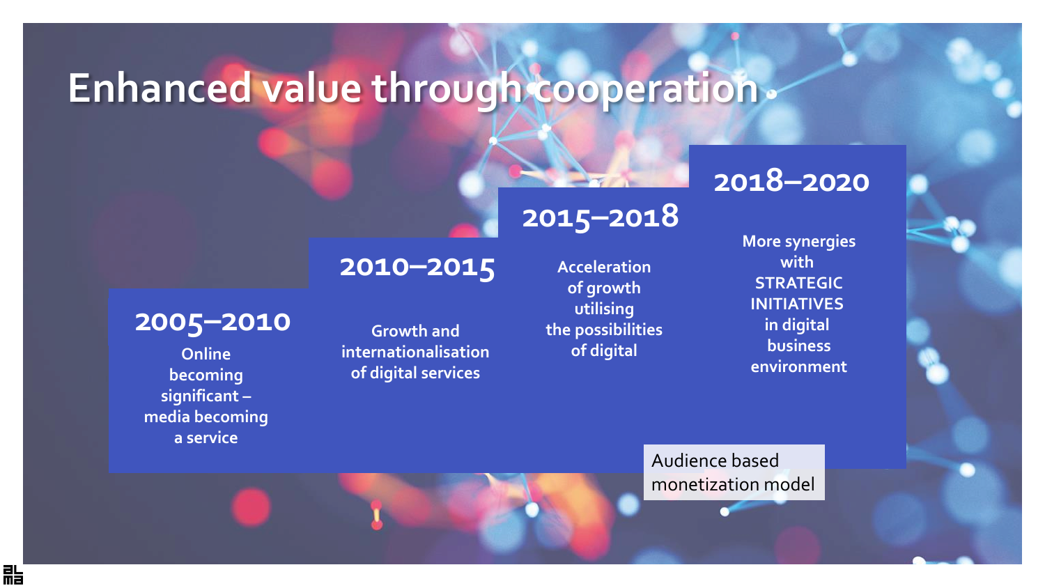# Enhanced value through cooperation

**2005–2010**

Online becoming significant – media becoming a service

**2010–2015**

Growth and internationalisation of digital services

**2015–2018**

Acceleration of growth utilising the possibilities of digital

**2018–2020**

More synergies with STRATEGIC INITIATIVES in digital business environment

Audience based monetization model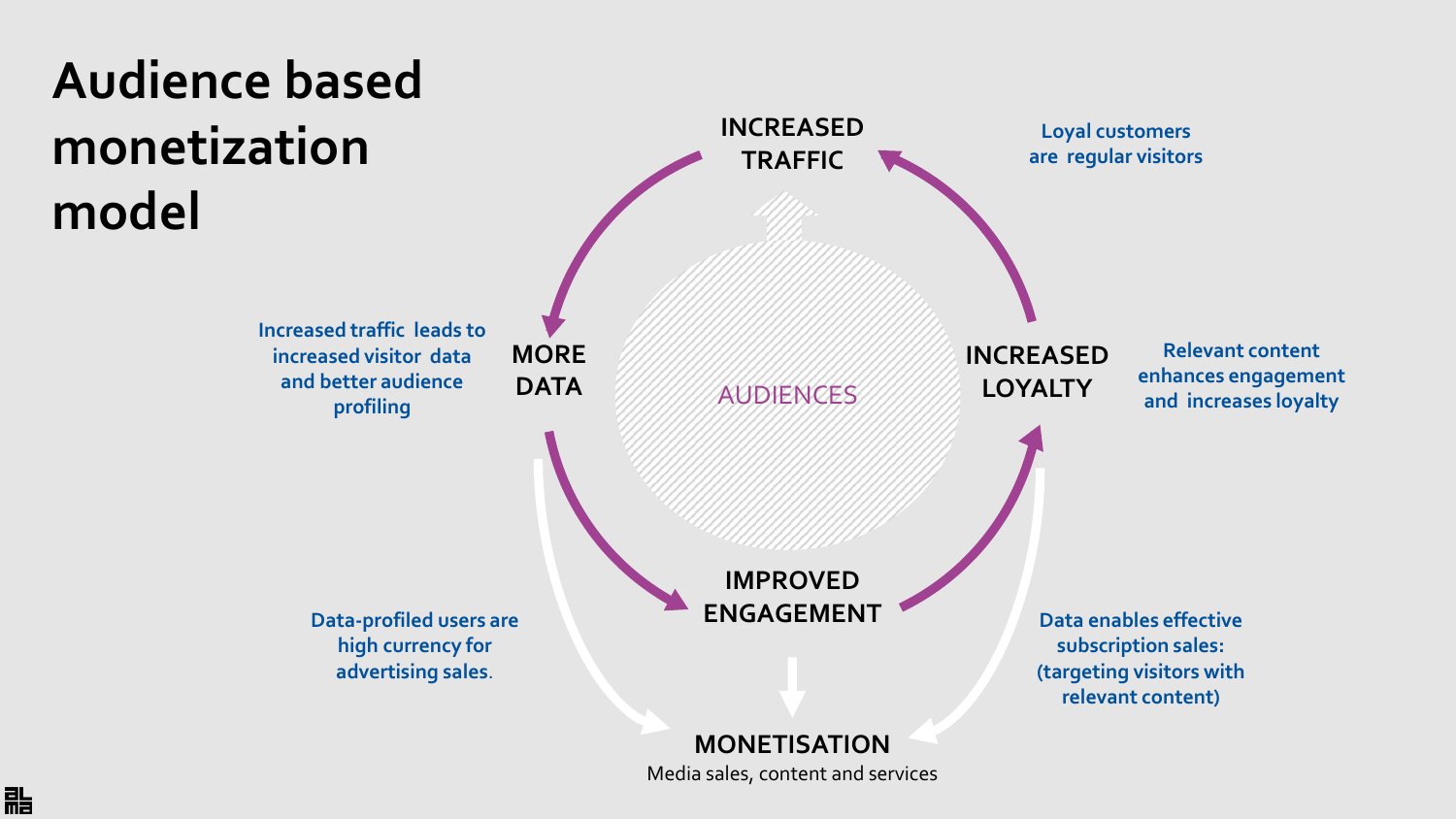# Audience based monetization model

INCREASED TRAFFIC

Loyal customers are regular visitors

Increased traffic leads to increased visitor data and better audience profiling

MORE DATA

AUDIENCES

INCREASED LOYALTY

Relevant content enhances engagement and increases loyalty

IMPROVED ENGAGEMENT

Data-profiled users are high currency for advertising sales.

Data enables effective subscription sales: (targeting visitors with relevant content)

MONETISATION

Media sales, content and services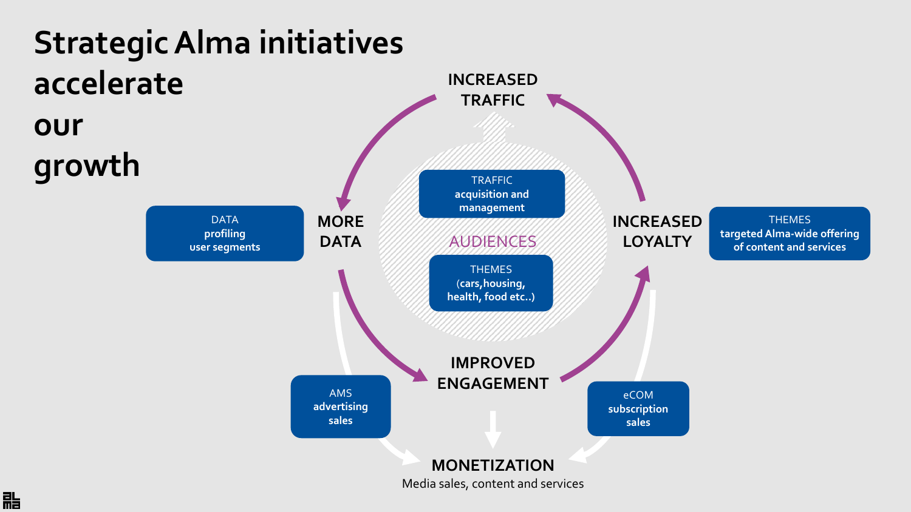# Strategic Alma initiatives accelerate our growth

INCREASED TRAFFIC

MORE DATA

INCREASED LOYALTY

IMPROVED ENGAGEMENT

AUDIENCES

TRAFFIC
acquisition and management

THEMES
(cars, housing, health, food etc..)

DATA
profiling
user segments

THEMES
targeted Alma-wide offering of content and services

AMS
advertising sales

eCOM
subscription sales

MONETIZATION
Media sales, content and services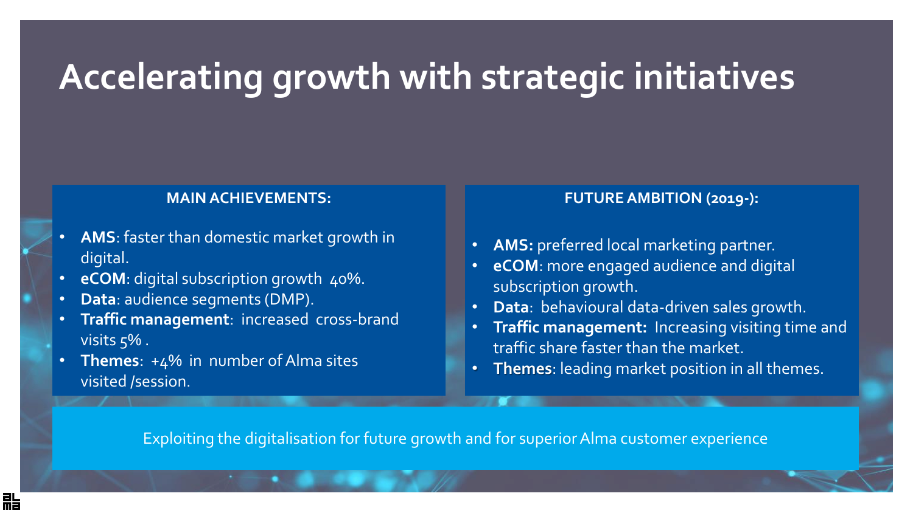# Accelerating growth with strategic initiatives

**MAIN ACHIEVEMENTS:**

- **AMS**: faster than domestic market growth in digital.
- **eCOM**: digital subscription growth 40%.
- **Data**: audience segments (DMP).
- **Traffic management**: increased cross-brand visits 5% .
- **Themes**: +4% in number of Alma sites visited /session.

**FUTURE AMBITION (2019-):**

- **AMS:** preferred local marketing partner.
- **eCOM**: more engaged audience and digital subscription growth.
- **Data**: behavioural data-driven sales growth.
- **Traffic management:** Increasing visiting time and traffic share faster than the market.
- **Themes**: leading market position in all themes.

Exploiting the digitalisation for future growth and for superior Alma customer experience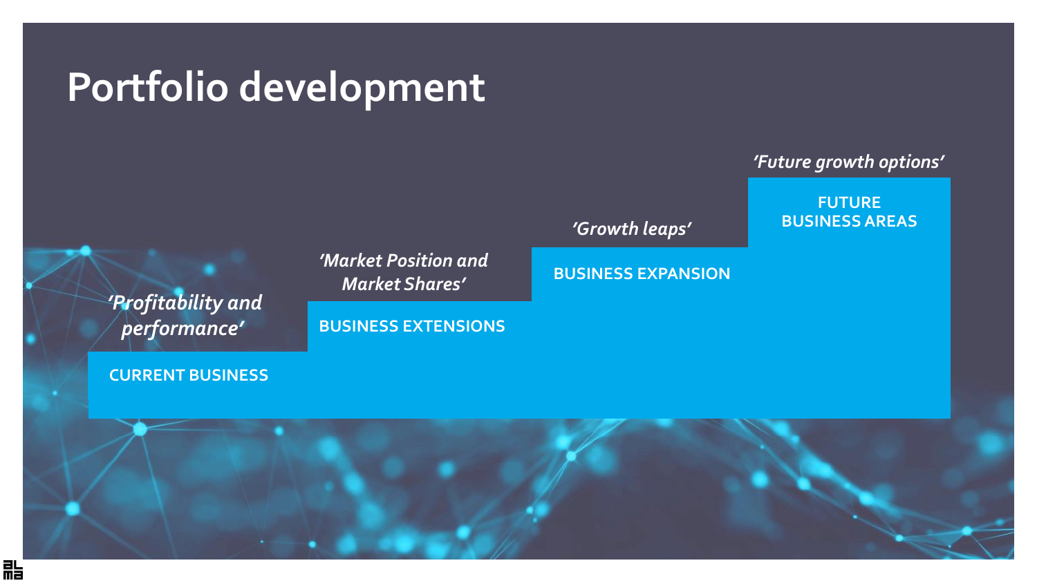# Portfolio development

*'Profitability and performance'*

CURRENT BUSINESS

*'Market Position and Market Shares'*

BUSINESS EXTENSIONS

*'Growth leaps'*

BUSINESS EXPANSION

*'Future growth options'*

FUTURE BUSINESS AREAS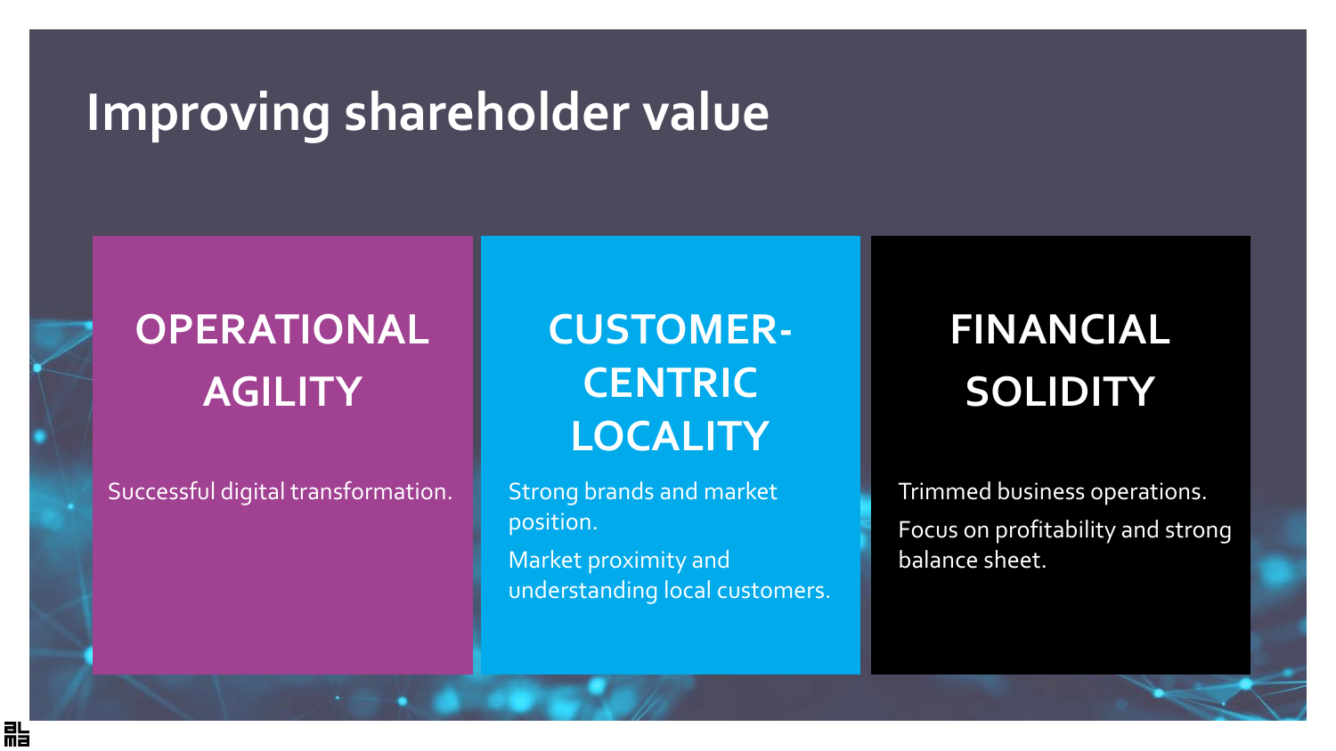# Improving shareholder value

## OPERATIONAL AGILITY

Successful digital transformation.

## CUSTOMER-CENTRIC LOCALITY

Strong brands and market position.

Market proximity and understanding local customers.

## FINANCIAL SOLIDITY

Trimmed business operations.

Focus on profitability and strong balance sheet.